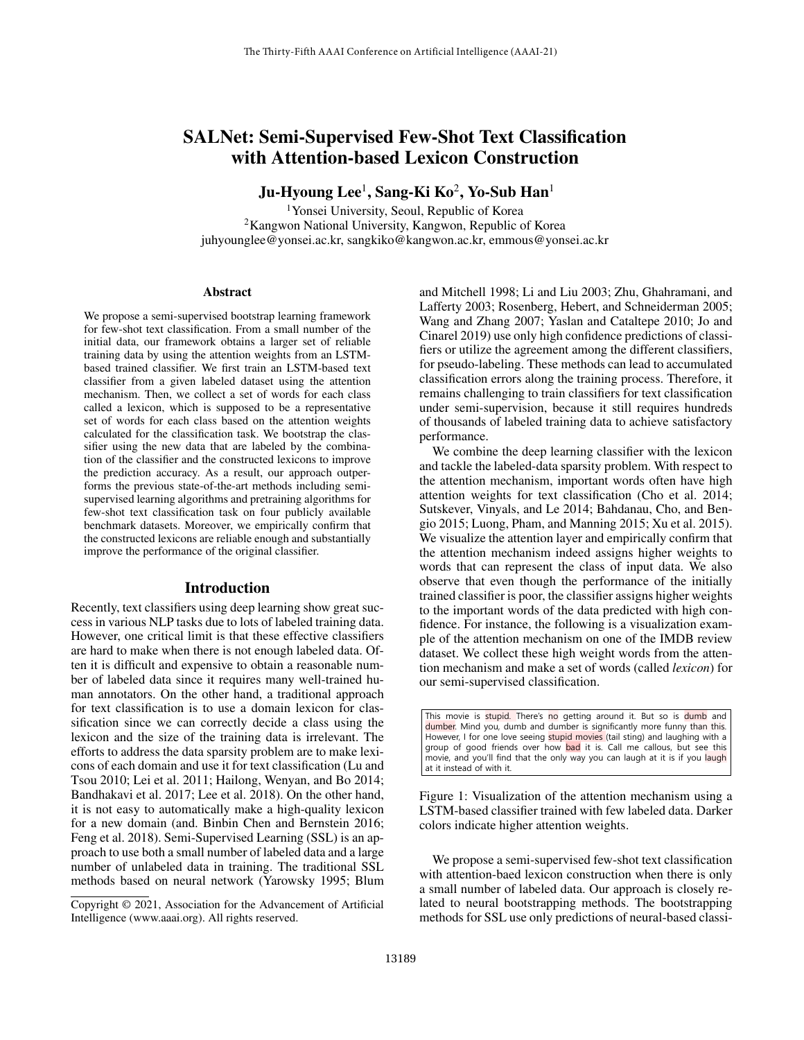# SALNet: Semi-Supervised Few-Shot Text Classification with Attention-based Lexicon Construction

**Ju-Hyoung Lee**[1], **Sang-Ki Ko**[2], **Yo-Sub Han**[1]

[1]Yonsei University, Seoul, Republic of Korea
[2]Kangwon National University, Kangwon, Republic of Korea
juhyounglee@yonsei.ac.kr, sangkiko@kangwon.ac.kr, emmous@yonsei.ac.kr

## Abstract

We propose a semi-supervised bootstrap learning framework for few-shot text classification. From a small number of the initial data, our framework obtains a larger set of reliable training data by using the attention weights from an LSTM-based trained classifier. We first train an LSTM-based text classifier from a given labeled dataset using the attention mechanism. Then, we collect a set of words for each class called a lexicon, which is supposed to be a representative set of words for each class based on the attention weights calculated for the classification task. We bootstrap the classifier using the new data that are labeled by the combination of the classifier and the constructed lexicons to improve the prediction accuracy. As a result, our approach outperforms the previous state-of-the-art methods including semi-supervised learning algorithms and pretraining algorithms for few-shot text classification task on four publicly available benchmark datasets. Moreover, we empirically confirm that the constructed lexicons are reliable enough and substantially improve the performance of the original classifier.

## Introduction

Recently, text classifiers using deep learning show great success in various NLP tasks due to lots of labeled training data. However, one critical limit is that these effective classifiers are hard to make when there is not enough labeled data. Often it is difficult and expensive to obtain a reasonable number of labeled data since it requires many well-trained human annotators. On the other hand, a traditional approach for text classification is to use a domain lexicon for classification since we can correctly decide a class using the lexicon and the size of the training data is irrelevant. The efforts to address the data sparsity problem are to make lexicons of each domain and use it for text classification (Lu and Tsou 2010; Lei et al. 2011; Hailong, Wenyan, and Bo 2014; Bandhakavi et al. 2017; Lee et al. 2018). On the other hand, it is not easy to automatically make a high-quality lexicon for a new domain (and. Binbin Chen and Bernstein 2016; Feng et al. 2018). Semi-Supervised Learning (SSL) is an approach to use both a small number of labeled data and a large number of unlabeled data in training. The traditional SSL methods based on neural network (Yarowsky 1995; Blum and Mitchell 1998; Li and Liu 2003; Zhu, Ghahramani, and Lafferty 2003; Rosenberg, Hebert, and Schneiderman 2005; Wang and Zhang 2007; Yaslan and Cataltepe 2010; Jo and Cinarel 2019) use only high confidence predictions of classifiers or utilize the agreement among the different classifiers, for pseudo-labeling. These methods can lead to accumulated classification errors along the training process. Therefore, it remains challenging to train classifiers for text classification under semi-supervision, because it still requires hundreds of thousands of labeled training data to achieve satisfactory performance.

We combine the deep learning classifier with the lexicon and tackle the labeled-data sparsity problem. With respect to the attention mechanism, important words often have high attention weights for text classification (Cho et al. 2014; Sutskever, Vinyals, and Le 2014; Bahdanau, Cho, and Bengio 2015; Luong, Pham, and Manning 2015; Xu et al. 2015). We visualize the attention layer and empirically confirm that the attention mechanism indeed assigns higher weights to words that can represent the class of input data. We also observe that even though the performance of the initially trained classifier is poor, the classifier assigns higher weights to the important words of the data predicted with high confidence. For instance, the following is a visualization example of the attention mechanism on one of the IMDB review dataset. We collect these high weight words from the attention mechanism and make a set of words (called *lexicon*) for our semi-supervised classification.

This movie is stupid. There's no getting around it. But so is dumb and dumber. Mind you, dumb and dumber is significantly more funny than this. However, I for one love seeing stupid movies (tail sting) and laughing with a group of good friends over how bad it is. Call me callous, but see this movie, and you'll find that the only way you can laugh at it is if you laugh at it instead of with it.

Figure 1: Visualization of the attention mechanism using a LSTM-based classifier trained with few labeled data. Darker colors indicate higher attention weights.

We propose a semi-supervised few-shot text classification with attention-baed lexicon construction when there is only a small number of labeled data. Our approach is closely related to neural bootstrapping methods. The bootstrapping methods for SSL use only predictions of neural-based classi-

Copyright © 2021, Association for the Advancement of Artificial Intelligence (www.aaai.org). All rights reserved.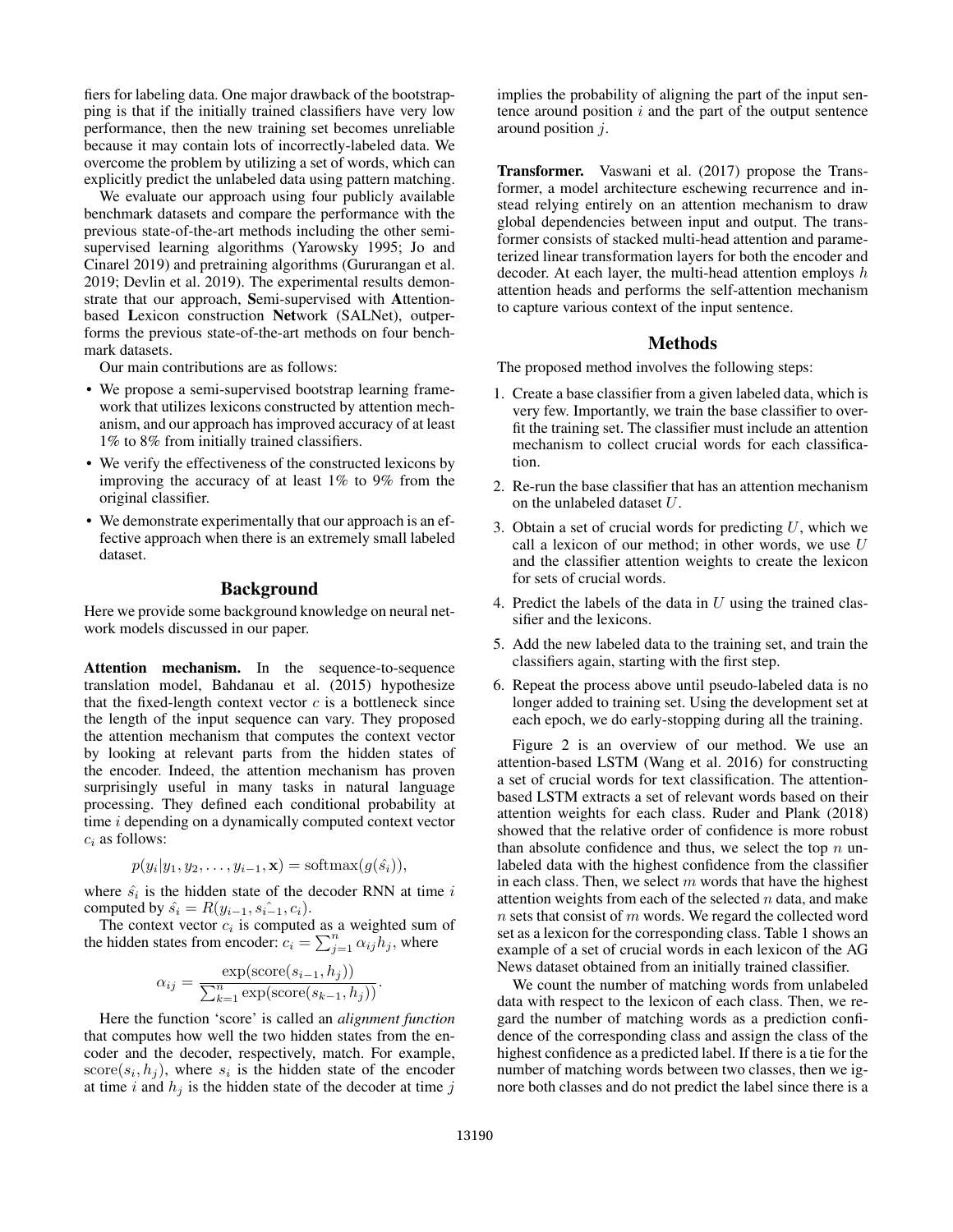fiers for labeling data. One major drawback of the bootstrapping is that if the initially trained classifiers have very low performance, then the new training set becomes unreliable because it may contain lots of incorrectly-labeled data. We overcome the problem by utilizing a set of words, which can explicitly predict the unlabeled data using pattern matching.

We evaluate our approach using four publicly available benchmark datasets and compare the performance with the previous state-of-the-art methods including the other semi-supervised learning algorithms (Yarowsky 1995; Jo and Cinarel 2019) and pretraining algorithms (Gururangan et al. 2019; Devlin et al. 2019). The experimental results demonstrate that our approach, **S**emi-supervised with **A**ttention-based **L**exicon construction **Net**work (SALNet), outperforms the previous state-of-the-art methods on four benchmark datasets.

Our main contributions are as follows:

- We propose a semi-supervised bootstrap learning framework that utilizes lexicons constructed by attention mechanism, and our approach has improved accuracy of at least 1% to 8% from initially trained classifiers.
- We verify the effectiveness of the constructed lexicons by improving the accuracy of at least 1% to 9% from the original classifier.
- We demonstrate experimentally that our approach is an effective approach when there is an extremely small labeled dataset.

## Background

Here we provide some background knowledge on neural network models discussed in our paper.

**Attention mechanism.** In the sequence-to-sequence translation model, Bahdanau et al. (2015) hypothesize that the fixed-length context vector $c$ is a bottleneck since the length of the input sequence can vary. They proposed the attention mechanism that computes the context vector by looking at relevant parts from the hidden states of the encoder. Indeed, the attention mechanism has proven surprisingly useful in many tasks in natural language processing. They defined each conditional probability at time $i$ depending on a dynamically computed context vector $c_i$ as follows:

$$p(y_i|y_1, y_2, \ldots, y_{i-1}, \mathbf{x}) = \mathrm{softmax}(g(\hat{s_i})),$$

where $\hat{s_i}$ is the hidden state of the decoder RNN at time $i$ computed by $\hat{s_i} = R(y_{i-1}, \hat{s_{i-1}}, c_i)$.

The context vector $c_i$ is computed as a weighted sum of the hidden states from encoder: $c_i = \sum_{j=1}^{n} \alpha_{ij} h_j$, where

$$\alpha_{ij} = \frac{\exp(\mathrm{score}(s_{i-1}, h_j))}{\sum_{k=1}^{n} \exp(\mathrm{score}(s_{k-1}, h_j))}.$$

Here the function 'score' is called an *alignment function* that computes how well the two hidden states from the encoder and the decoder, respectively, match. For example, $\mathrm{score}(s_i, h_j)$, where $s_i$ is the hidden state of the encoder at time $i$ and $h_j$ is the hidden state of the decoder at time $j$ implies the probability of aligning the part of the input sentence around position $i$ and the part of the output sentence around position $j$.

**Transformer.** Vaswani et al. (2017) propose the Transformer, a model architecture eschewing recurrence and instead relying entirely on an attention mechanism to draw global dependencies between input and output. The transformer consists of stacked multi-head attention and parameterized linear transformation layers for both the encoder and decoder. At each layer, the multi-head attention employs $h$ attention heads and performs the self-attention mechanism to capture various context of the input sentence.

## Methods

The proposed method involves the following steps:

1. Create a base classifier from a given labeled data, which is very few. Importantly, we train the base classifier to overfit the training set. The classifier must include an attention mechanism to collect crucial words for each classification.
2. Re-run the base classifier that has an attention mechanism on the unlabeled dataset $U$.
3. Obtain a set of crucial words for predicting $U$, which we call a lexicon of our method; in other words, we use $U$ and the classifier attention weights to create the lexicon for sets of crucial words.
4. Predict the labels of the data in $U$ using the trained classifier and the lexicons.
5. Add the new labeled data to the training set, and train the classifiers again, starting with the first step.
6. Repeat the process above until pseudo-labeled data is no longer added to training set. Using the development set at each epoch, we do early-stopping during all the training.

Figure 2 is an overview of our method. We use an attention-based LSTM (Wang et al. 2016) for constructing a set of crucial words for text classification. The attention-based LSTM extracts a set of relevant words based on their attention weights for each class. Ruder and Plank (2018) showed that the relative order of confidence is more robust than absolute confidence and thus, we select the top $n$ unlabeled data with the highest confidence from the classifier in each class. Then, we select $m$ words that have the highest attention weights from each of the selected $n$ data, and make $n$ sets that consist of $m$ words. We regard the collected word set as a lexicon for the corresponding class. Table 1 shows an example of a set of crucial words in each lexicon of the AG News dataset obtained from an initially trained classifier.

We count the number of matching words from unlabeled data with respect to the lexicon of each class. Then, we regard the number of matching words as a prediction confidence of the corresponding class and assign the class of the highest confidence as a predicted label. If there is a tie for the number of matching words between two classes, then we ignore both classes and do not predict the label since there is a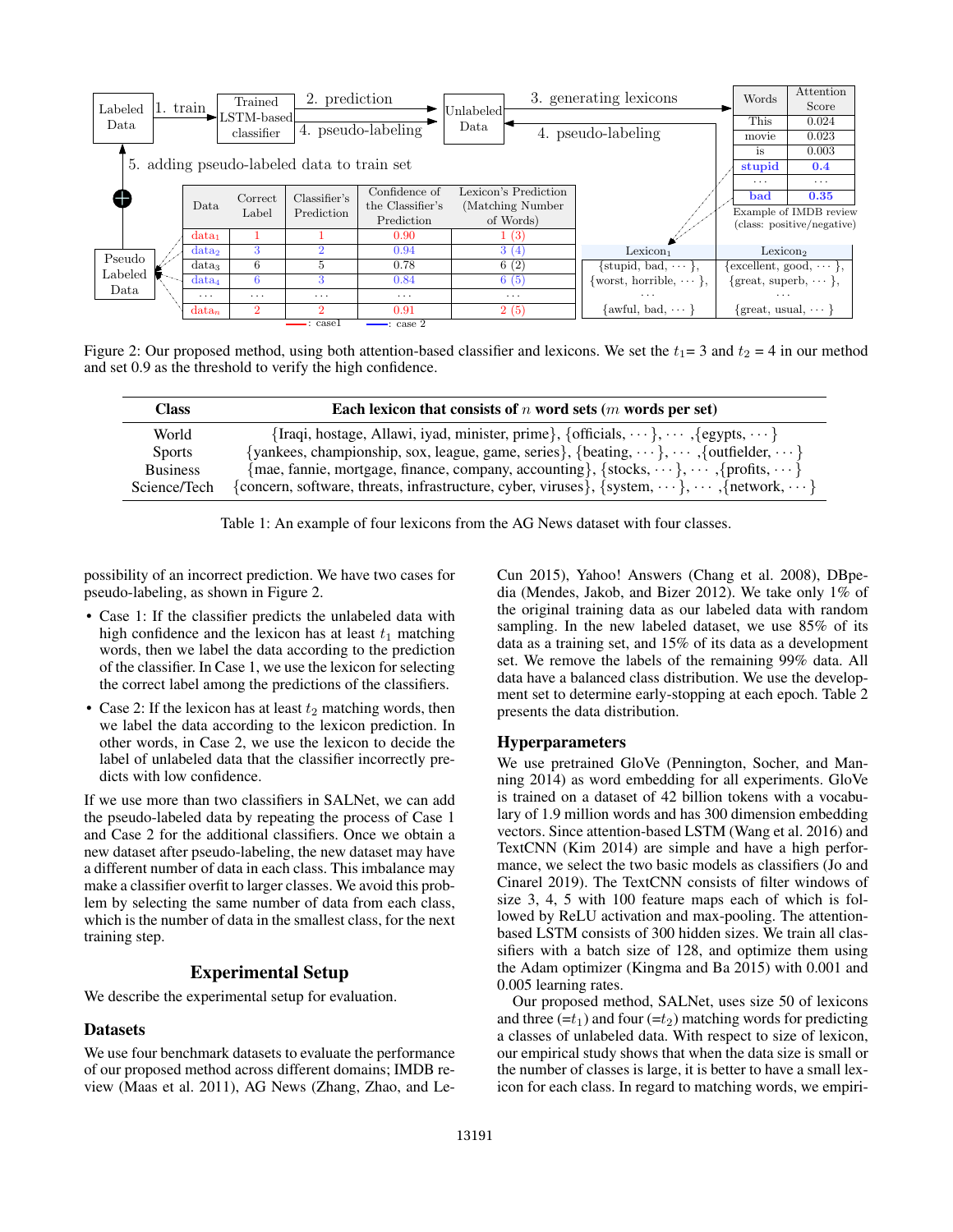Labeled Data

1. train

Trained LSTM-based classifier

2. prediction

4. pseudo-labeling

Unlabeled Data

3. generating lexicons

4. pseudo-labeling

5. adding pseudo-labeled data to train set

Pseudo Labeled Data

Words | Attention Score
This | 0.024
movie | 0.023
is | 0.003
stupid | 0.4
… | …
bad | 0.35

Example of IMDB review (class: positive/negative)

Data | Correct Label | Classifier's Prediction | Confidence of the Classifier's Prediction | Lexicon's Prediction (Matching Number of Words)
$data_1$ | 1 | 1 | 0.90 | 1 (3)
$data_2$ | 3 | 2 | 0.94 | 3 (4)
$data_3$ | 6 | 5 | 0.78 | 6 (2)
$data_4$ | 6 | 3 | 0.84 | 6 (5)
… | … | … | … | …
$data_n$ | 2 | 2 | 0.91 | 2 (5)

: case1 : case 2

$Lexicon_1$: {stupid, bad, ⋯}, {worst, horrible, ⋯}, ⋯, {awful, bad, ⋯}

$Lexicon_2$: {excellent, good, ⋯}, {great, superb, ⋯}, ⋯, {great, usual, ⋯}

Figure 2: Our proposed method, using both attention-based classifier and lexicons. We set the $t_1$= 3 and $t_2$ = 4 in our method and set 0.9 as the threshold to verify the high confidence.

| Class | Each lexicon that consists of $n$ word sets ($m$ words per set) |
|---|---|
| World | {Iraqi, hostage, Allawi, iyad, minister, prime}, {officials, ⋯}, ⋯ ,{egypts, ⋯} |
| Sports | {yankees, championship, sox, league, game, series}, {beating, ⋯}, ⋯ ,{outfielder, ⋯} |
| Business | {mae, fannie, mortgage, finance, company, accounting}, {stocks, ⋯}, ⋯ ,{profits, ⋯} |
| Science/Tech | {concern, software, threats, infrastructure, cyber, viruses}, {system, ⋯}, ⋯ ,{network, ⋯} |

Table 1: An example of four lexicons from the AG News dataset with four classes.

possibility of an incorrect prediction. We have two cases for pseudo-labeling, as shown in Figure 2.

- Case 1: If the classifier predicts the unlabeled data with high confidence and the lexicon has at least $t_1$ matching words, then we label the data according to the prediction of the classifier. In Case 1, we use the lexicon for selecting the correct label among the predictions of the classifiers.
- Case 2: If the lexicon has at least $t_2$ matching words, then we label the data according to the lexicon prediction. In other words, in Case 2, we use the lexicon to decide the label of unlabeled data that the classifier incorrectly predicts with low confidence.

If we use more than two classifiers in SALNet, we can add the pseudo-labeled data by repeating the process of Case 1 and Case 2 for the additional classifiers. Once we obtain a new dataset after pseudo-labeling, the new dataset may have a different number of data in each class. This imbalance may make a classifier overfit to larger classes. We avoid this problem by selecting the same number of data from each class, which is the number of data in the smallest class, for the next training step.

## Experimental Setup

We describe the experimental setup for evaluation.

### Datasets

We use four benchmark datasets to evaluate the performance of our proposed method across different domains; IMDB review (Maas et al. 2011), AG News (Zhang, Zhao, and LeCun 2015), Yahoo! Answers (Chang et al. 2008), DBpedia (Mendes, Jakob, and Bizer 2012). We take only 1% of the original training data as our labeled data with random sampling. In the new labeled dataset, we use 85% of its data as a training set, and 15% of its data as a development set. We remove the labels of the remaining 99% data. All data have a balanced class distribution. We use the development set to determine early-stopping at each epoch. Table 2 presents the data distribution.

### Hyperparameters

We use pretrained GloVe (Pennington, Socher, and Manning 2014) as word embedding for all experiments. GloVe is trained on a dataset of 42 billion tokens with a vocabulary of 1.9 million words and has 300 dimension embedding vectors. Since attention-based LSTM (Wang et al. 2016) and TextCNN (Kim 2014) are simple and have a high performance, we select the two basic models as classifiers (Jo and Cinarel 2019). The TextCNN consists of filter windows of size 3, 4, 5 with 100 feature maps each of which is followed by ReLU activation and max-pooling. The attention-based LSTM consists of 300 hidden sizes. We train all classifiers with a batch size of 128, and optimize them using the Adam optimizer (Kingma and Ba 2015) with 0.001 and 0.005 learning rates.

Our proposed method, SALNet, uses size 50 of lexicons and three (=$t_1$) and four (=$t_2$) matching words for predicting a classes of unlabeled data. With respect to size of lexicon, our empirical study shows that when the data size is small or the number of classes is large, it is better to have a small lexicon for each class. In regard to matching words, we empiri-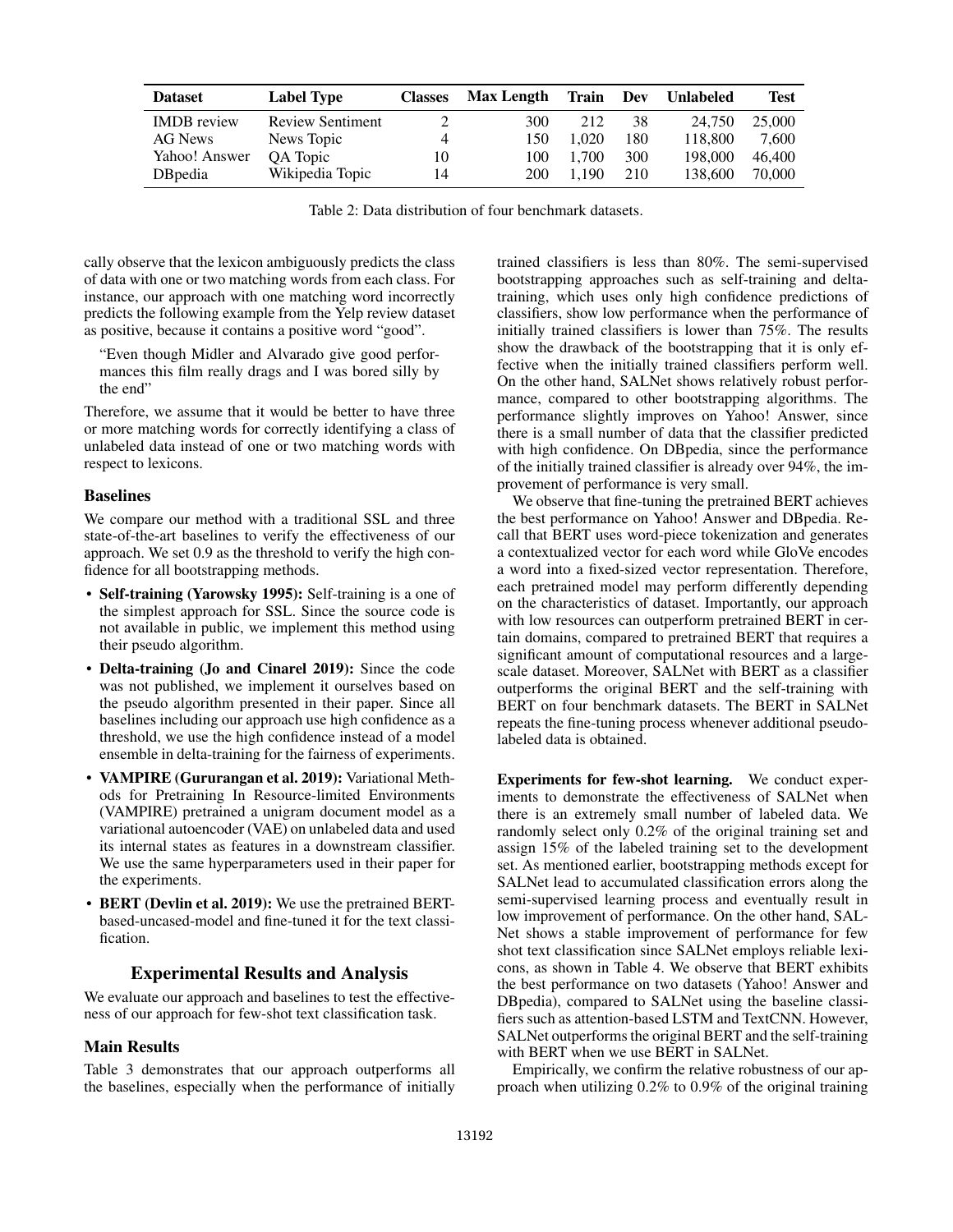| Dataset | Label Type | Classes | Max Length | Train | Dev | Unlabeled | Test |
|---|---|---|---|---|---|---|---|
| IMDB review | Review Sentiment | 2 | 300 | 212 | 38 | 24,750 | 25,000 |
| AG News | News Topic | 4 | 150 | 1,020 | 180 | 118,800 | 7,600 |
| Yahoo! Answer | QA Topic | 10 | 100 | 1,700 | 300 | 198,000 | 46,400 |
| DBpedia | Wikipedia Topic | 14 | 200 | 1,190 | 210 | 138,600 | 70,000 |

Table 2: Data distribution of four benchmark datasets.

cally observe that the lexicon ambiguously predicts the class of data with one or two matching words from each class. For instance, our approach with one matching word incorrectly predicts the following example from the Yelp review dataset as positive, because it contains a positive word "good".

> "Even though Midler and Alvarado give good performances this film really drags and I was bored silly by the end"

Therefore, we assume that it would be better to have three or more matching words for correctly identifying a class of unlabeled data instead of one or two matching words with respect to lexicons.

### Baselines

We compare our method with a traditional SSL and three state-of-the-art baselines to verify the effectiveness of our approach. We set 0.9 as the threshold to verify the high confidence for all bootstrapping methods.

- **Self-training (Yarowsky 1995):** Self-training is a one of the simplest approach for SSL. Since the source code is not available in public, we implement this method using their pseudo algorithm.
- **Delta-training (Jo and Cinarel 2019):** Since the code was not published, we implement it ourselves based on the pseudo algorithm presented in their paper. Since all baselines including our approach use high confidence as a threshold, we use the high confidence instead of a model ensemble in delta-training for the fairness of experiments.
- **VAMPIRE (Gururangan et al. 2019):** Variational Methods for Pretraining In Resource-limited Environments (VAMPIRE) pretrained a unigram document model as a variational autoencoder (VAE) on unlabeled data and used its internal states as features in a downstream classifier. We use the same hyperparameters used in their paper for the experiments.
- **BERT (Devlin et al. 2019):** We use the pretrained BERT-based-uncased-model and fine-tuned it for the text classification.

## Experimental Results and Analysis

We evaluate our approach and baselines to test the effectiveness of our approach for few-shot text classification task.

### Main Results

Table 3 demonstrates that our approach outperforms all the baselines, especially when the performance of initially trained classifiers is less than 80%. The semi-supervised bootstrapping approaches such as self-training and delta-training, which uses only high confidence predictions of classifiers, show low performance when the performance of initially trained classifiers is lower than 75%. The results show the drawback of the bootstrapping that it is only effective when the initially trained classifiers perform well. On the other hand, SALNet shows relatively robust performance, compared to other bootstrapping algorithms. The performance slightly improves on Yahoo! Answer, since there is a small number of data that the classifier predicted with high confidence. On DBpedia, since the performance of the initially trained classifier is already over 94%, the improvement of performance is very small.

We observe that fine-tuning the pretrained BERT achieves the best performance on Yahoo! Answer and DBpedia. Recall that BERT uses word-piece tokenization and generates a contextualized vector for each word while GloVe encodes a word into a fixed-sized vector representation. Therefore, each pretrained model may perform differently depending on the characteristics of dataset. Importantly, our approach with low resources can outperform pretrained BERT in certain domains, compared to pretrained BERT that requires a significant amount of computational resources and a large-scale dataset. Moreover, SALNet with BERT as a classifier outperforms the original BERT and the self-training with BERT on four benchmark datasets. The BERT in SALNet repeats the fine-tuning process whenever additional pseudo-labeled data is obtained.

**Experiments for few-shot learning.** We conduct experiments to demonstrate the effectiveness of SALNet when there is an extremely small number of labeled data. We randomly select only 0.2% of the original training set and assign 15% of the labeled training set to the development set. As mentioned earlier, bootstrapping methods except for SALNet lead to accumulated classification errors along the semi-supervised learning process and eventually result in low improvement of performance. On the other hand, SALNet shows a stable improvement of performance for few shot text classification since SALNet employs reliable lexicons, as shown in Table 4. We observe that BERT exhibits the best performance on two datasets (Yahoo! Answer and DBpedia), compared to SALNet using the baseline classifiers such as attention-based LSTM and TextCNN. However, SALNet outperforms the original BERT and the self-training with BERT when we use BERT in SALNet.

Empirically, we confirm the relative robustness of our approach when utilizing 0.2% to 0.9% of the original training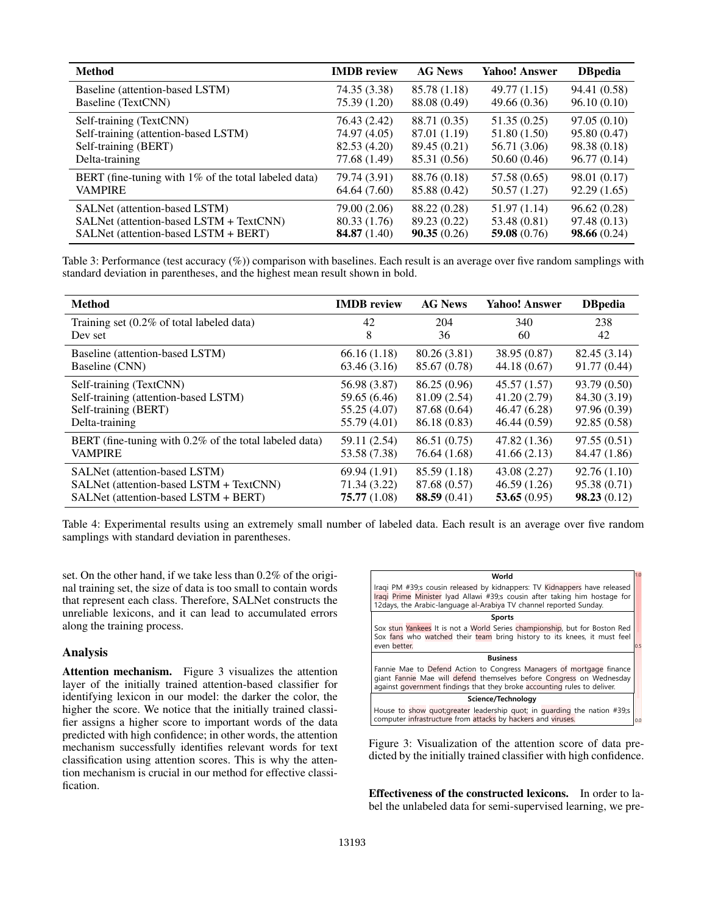| Method | IMDB review | AG News | Yahoo! Answer | DBpedia |
|---|---|---|---|---|
| Baseline (attention-based LSTM) | 74.35 (3.38) | 85.78 (1.18) | 49.77 (1.15) | 94.41 (0.58) |
| Baseline (TextCNN) | 75.39 (1.20) | 88.08 (0.49) | 49.66 (0.36) | 96.10 (0.10) |
| Self-training (TextCNN) | 76.43 (2.42) | 88.71 (0.35) | 51.35 (0.25) | 97.05 (0.10) |
| Self-training (attention-based LSTM) | 74.97 (4.05) | 87.01 (1.19) | 51.80 (1.50) | 95.80 (0.47) |
| Self-training (BERT) | 82.53 (4.20) | 89.45 (0.21) | 56.71 (3.06) | 98.38 (0.18) |
| Delta-training | 77.68 (1.49) | 85.31 (0.56) | 50.60 (0.46) | 96.77 (0.14) |
| BERT (fine-tuning with 1% of the total labeled data) | 79.74 (3.91) | 88.76 (0.18) | 57.58 (0.65) | 98.01 (0.17) |
| VAMPIRE | 64.64 (7.60) | 85.88 (0.42) | 50.57 (1.27) | 92.29 (1.65) |
| SALNet (attention-based LSTM) | 79.00 (2.06) | 88.22 (0.28) | 51.97 (1.14) | 96.62 (0.28) |
| SALNet (attention-based LSTM + TextCNN) | 80.33 (1.76) | 89.23 (0.22) | 53.48 (0.81) | 97.48 (0.13) |
| SALNet (attention-based LSTM + BERT) | **84.87** (1.40) | **90.35** (0.26) | **59.08** (0.76) | **98.66** (0.24) |

Table 3: Performance (test accuracy (%)) comparison with baselines. Each result is an average over five random samplings with standard deviation in parentheses, and the highest mean result shown in bold.

| Method | IMDB review | AG News | Yahoo! Answer | DBpedia |
|---|---|---|---|---|
| Training set (0.2% of total labeled data) | 42 | 204 | 340 | 238 |
| Dev set | 8 | 36 | 60 | 42 |
| Baseline (attention-based LSTM) | 66.16 (1.18) | 80.26 (3.81) | 38.95 (0.87) | 82.45 (3.14) |
| Baseline (CNN) | 63.46 (3.16) | 85.67 (0.78) | 44.18 (0.67) | 91.77 (0.44) |
| Self-training (TextCNN) | 56.98 (3.87) | 86.25 (0.96) | 45.57 (1.57) | 93.79 (0.50) |
| Self-training (attention-based LSTM) | 59.65 (6.46) | 81.09 (2.54) | 41.20 (2.79) | 84.30 (3.19) |
| Self-training (BERT) | 55.25 (4.07) | 87.68 (0.64) | 46.47 (6.28) | 97.96 (0.39) |
| Delta-training | 55.79 (4.01) | 86.18 (0.83) | 46.44 (0.59) | 92.85 (0.58) |
| BERT (fine-tuning with 0.2% of the total labeled data) | 59.11 (2.54) | 86.51 (0.75) | 47.82 (1.36) | 97.55 (0.51) |
| VAMPIRE | 53.58 (7.38) | 76.64 (1.68) | 41.66 (2.13) | 84.47 (1.86) |
| SALNet (attention-based LSTM) | 69.94 (1.91) | 85.59 (1.18) | 43.08 (2.27) | 92.76 (1.10) |
| SALNet (attention-based LSTM + TextCNN) | 71.34 (3.22) | 87.68 (0.57) | 46.59 (1.26) | 95.38 (0.71) |
| SALNet (attention-based LSTM + BERT) | **75.77** (1.08) | **88.59** (0.41) | **53.65** (0.95) | **98.23** (0.12) |

Table 4: Experimental results using an extremely small number of labeled data. Each result is an average over five random samplings with standard deviation in parentheses.

set. On the other hand, if we take less than 0.2% of the original training set, the size of data is too small to contain words that represent each class. Therefore, SALNet constructs the unreliable lexicons, and it can lead to accumulated errors along the training process.

## Analysis

**Attention mechanism.** Figure 3 visualizes the attention layer of the initially trained attention-based classifier for identifying lexicon in our model: the darker the color, the higher the score. We notice that the initially trained classifier assigns a higher score to important words of the data predicted with high confidence; in other words, the attention mechanism successfully identifies relevant words for text classification using attention scores. This is why the attention mechanism is crucial in our method for effective classification.

World
Iraqi PM #39;s cousin released by kidnappers: TV Kidnappers have released Iraqi Prime Minister Iyad Allawi #39;s cousin after taking him hostage for 12days, the Arabic-language al-Arabiya TV channel reported Sunday.
Sports
Sox stun Yankees It is not a World Series championship, but for Boston Red Sox fans who watched their team bring history to its knees, it must feel even better.
Business
Fannie Mae to Defend Action to Congress Managers of mortgage finance giant Fannie Mae will defend themselves before Congress on Wednesday against government findings that they broke accounting rules to deliver.
Science/Technology
House to show quot;greater leadership quot; in guarding the nation #39;s computer infrastructure from attacks by hackers and viruses.
1.0
0.5
0.0

Figure 3: Visualization of the attention score of data predicted by the initially trained classifier with high confidence.

**Effectiveness of the constructed lexicons.** In order to label the unlabeled data for semi-supervised learning, we pre-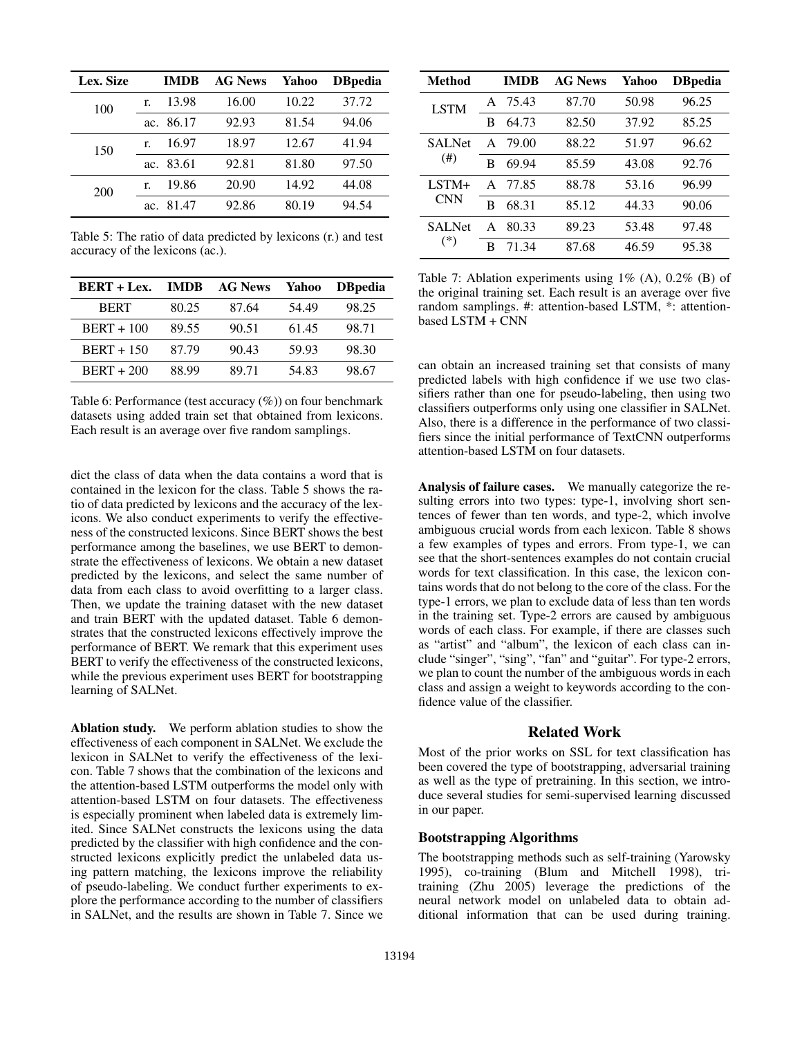| Lex. Size | | IMDB | AG News | Yahoo | DBpedia |
|---|---|---|---|---|---|
| 100 | r. | 13.98 | 16.00 | 10.22 | 37.72 |
| | ac. | 86.17 | 92.93 | 81.54 | 94.06 |
| 150 | r. | 16.97 | 18.97 | 12.67 | 41.94 |
| | ac. | 83.61 | 92.81 | 81.80 | 97.50 |
| 200 | r. | 19.86 | 20.90 | 14.92 | 44.08 |
| | ac. | 81.47 | 92.86 | 80.19 | 94.54 |

Table 5: The ratio of data predicted by lexicons (r.) and test accuracy of the lexicons (ac.).

| BERT + Lex. | IMDB | AG News | Yahoo | DBpedia |
|---|---|---|---|---|
| BERT | 80.25 | 87.64 | 54.49 | 98.25 |
| BERT + 100 | 89.55 | 90.51 | 61.45 | 98.71 |
| BERT + 150 | 87.79 | 90.43 | 59.93 | 98.30 |
| BERT + 200 | 88.99 | 89.71 | 54.83 | 98.67 |

Table 6: Performance (test accuracy (%)) on four benchmark datasets using added train set that obtained from lexicons. Each result is an average over five random samplings.

dict the class of data when the data contains a word that is contained in the lexicon for the class. Table 5 shows the ratio of data predicted by lexicons and the accuracy of the lexicons. We also conduct experiments to verify the effectiveness of the constructed lexicons. Since BERT shows the best performance among the baselines, we use BERT to demonstrate the effectiveness of lexicons. We obtain a new dataset predicted by the lexicons, and select the same number of data from each class to avoid overfitting to a larger class. Then, we update the training dataset with the new dataset and train BERT with the updated dataset. Table 6 demonstrates that the constructed lexicons effectively improve the performance of BERT. We remark that this experiment uses BERT to verify the effectiveness of the constructed lexicons, while the previous experiment uses BERT for bootstrapping learning of SALNet.

**Ablation study.** We perform ablation studies to show the effectiveness of each component in SALNet. We exclude the lexicon in SALNet to verify the effectiveness of the lexicon. Table 7 shows that the combination of the lexicons and the attention-based LSTM outperforms the model only with attention-based LSTM on four datasets. The effectiveness is especially prominent when labeled data is extremely limited. Since SALNet constructs the lexicons using the data predicted by the classifier with high confidence and the constructed lexicons explicitly predict the unlabeled data using pattern matching, the lexicons improve the reliability of pseudo-labeling. We conduct further experiments to explore the performance according to the number of classifiers in SALNet, and the results are shown in Table 7. Since we

| Method | | IMDB | AG News | Yahoo | DBpedia |
|---|---|---|---|---|---|
| LSTM | A | 75.43 | 87.70 | 50.98 | 96.25 |
| | B | 64.73 | 82.50 | 37.92 | 85.25 |
| SALNet (#) | A | 79.00 | 88.22 | 51.97 | 96.62 |
| | B | 69.94 | 85.59 | 43.08 | 92.76 |
| LSTM+ CNN | A | 77.85 | 88.78 | 53.16 | 96.99 |
| | B | 68.31 | 85.12 | 44.33 | 90.06 |
| SALNet (*) | A | 80.33 | 89.23 | 53.48 | 97.48 |
| | B | 71.34 | 87.68 | 46.59 | 95.38 |

Table 7: Ablation experiments using 1% (A), 0.2% (B) of the original training set. Each result is an average over five random samplings. #: attention-based LSTM, *: attention-based LSTM + CNN

can obtain an increased training set that consists of many predicted labels with high confidence if we use two classifiers rather than one for pseudo-labeling, then using two classifiers outperforms only using one classifier in SALNet. Also, there is a difference in the performance of two classifiers since the initial performance of TextCNN outperforms attention-based LSTM on four datasets.

**Analysis of failure cases.** We manually categorize the resulting errors into two types: type-1, involving short sentences of fewer than ten words, and type-2, which involve ambiguous crucial words from each lexicon. Table 8 shows a few examples of types and errors. From type-1, we can see that the short-sentences examples do not contain crucial words for text classification. In this case, the lexicon contains words that do not belong to the core of the class. For the type-1 errors, we plan to exclude data of less than ten words in the training set. Type-2 errors are caused by ambiguous words of each class. For example, if there are classes such as "artist" and "album", the lexicon of each class can include "singer", "sing", "fan" and "guitar". For type-2 errors, we plan to count the number of the ambiguous words in each class and assign a weight to keywords according to the confidence value of the classifier.

# Related Work

Most of the prior works on SSL for text classification has been covered the type of bootstrapping, adversarial training as well as the type of pretraining. In this section, we introduce several studies for semi-supervised learning discussed in our paper.

## Bootstrapping Algorithms

The bootstrapping methods such as self-training (Yarowsky 1995), co-training (Blum and Mitchell 1998), tri-training (Zhu 2005) leverage the predictions of the neural network model on unlabeled data to obtain additional information that can be used during training.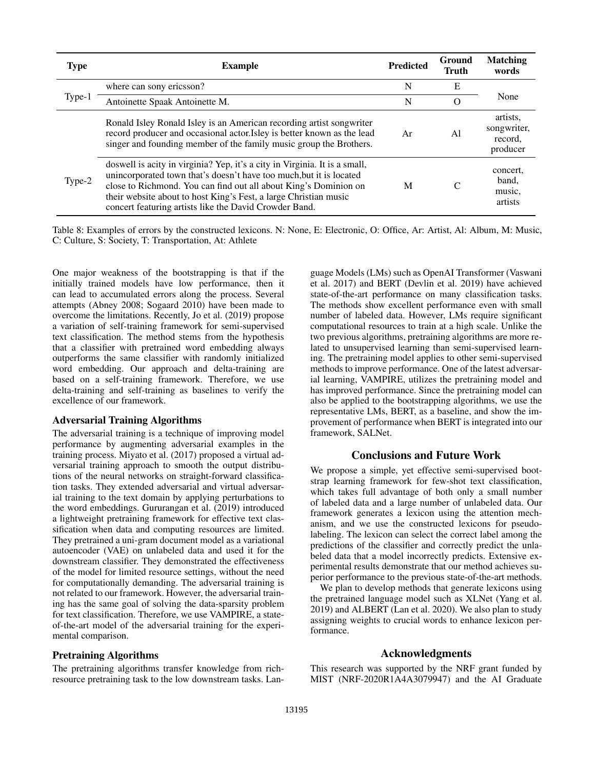| Type | Example | Predicted | Ground Truth | Matching words |
|---|---|---|---|---|
| Type-1 | where can sony ericsson? | N | E | None |
| | Antoinette Spaak Antoinette M. | N | O | |
| Type-2 | Ronald Isley Ronald Isley is an American recording artist songwriter record producer and occasional actor.Isley is better known as the lead singer and founding member of the family music group the Brothers. | Ar | Al | artists, songwriter, record, producer |
| | doswell is acity in virginia? Yep, it's a city in Virginia. It is a small, unincorporated town that's doesn't have too much,but it is located close to Richmond. You can find out all about King's Dominion on their website about to host King's Fest, a large Christian music concert featuring artists like the David Crowder Band. | M | C | concert, band, music, artists |

Table 8: Examples of errors by the constructed lexicons. N: None, E: Electronic, O: Office, Ar: Artist, Al: Album, M: Music, C: Culture, S: Society, T: Transportation, At: Athlete

One major weakness of the bootstrapping is that if the initially trained models have low performance, then it can lead to accumulated errors along the process. Several attempts (Abney 2008; Sogaard 2010) have been made to overcome the limitations. Recently, Jo et al. (2019) propose a variation of self-training framework for semi-supervised text classification. The method stems from the hypothesis that a classifier with pretrained word embedding always outperforms the same classifier with randomly initialized word embedding. Our approach and delta-training are based on a self-training framework. Therefore, we use delta-training and self-training as baselines to verify the excellence of our framework.

### Adversarial Training Algorithms

The adversarial training is a technique of improving model performance by augmenting adversarial examples in the training process. Miyato et al. (2017) proposed a virtual adversarial training approach to smooth the output distributions of the neural networks on straight-forward classification tasks. They extended adversarial and virtual adversarial training to the text domain by applying perturbations to the word embeddings. Gururangan et al. (2019) introduced a lightweight pretraining framework for effective text classification when data and computing resources are limited. They pretrained a uni-gram document model as a variational autoencoder (VAE) on unlabeled data and used it for the downstream classifier. They demonstrated the effectiveness of the model for limited resource settings, without the need for computationally demanding. The adversarial training is not related to our framework. However, the adversarial training has the same goal of solving the data-sparsity problem for text classification. Therefore, we use VAMPIRE, a state-of-the-art model of the adversarial training for the experimental comparison.

### Pretraining Algorithms

The pretraining algorithms transfer knowledge from rich-resource pretraining task to the low downstream tasks. Language Models (LMs) such as OpenAI Transformer (Vaswani et al. 2017) and BERT (Devlin et al. 2019) have achieved state-of-the-art performance on many classification tasks. The methods show excellent performance even with small number of labeled data. However, LMs require significant computational resources to train at a high scale. Unlike the two previous algorithms, pretraining algorithms are more related to unsupervised learning than semi-supervised learning. The pretraining model applies to other semi-supervised methods to improve performance. One of the latest adversarial learning, VAMPIRE, utilizes the pretraining model and has improved performance. Since the pretraining model can also be applied to the bootstrapping algorithms, we use the representative LMs, BERT, as a baseline, and show the improvement of performance when BERT is integrated into our framework, SALNet.

## Conclusions and Future Work

We propose a simple, yet effective semi-supervised bootstrap learning framework for few-shot text classification, which takes full advantage of both only a small number of labeled data and a large number of unlabeled data. Our framework generates a lexicon using the attention mechanism, and we use the constructed lexicons for pseudo-labeling. The lexicon can select the correct label among the predictions of the classifier and correctly predict the unlabeled data that a model incorrectly predicts. Extensive experimental results demonstrate that our method achieves superior performance to the previous state-of-the-art methods.

We plan to develop methods that generate lexicons using the pretrained language model such as XLNet (Yang et al. 2019) and ALBERT (Lan et al. 2020). We also plan to study assigning weights to crucial words to enhance lexicon performance.

## Acknowledgments

This research was supported by the NRF grant funded by MIST (NRF-2020R1A4A3079947) and the AI Graduate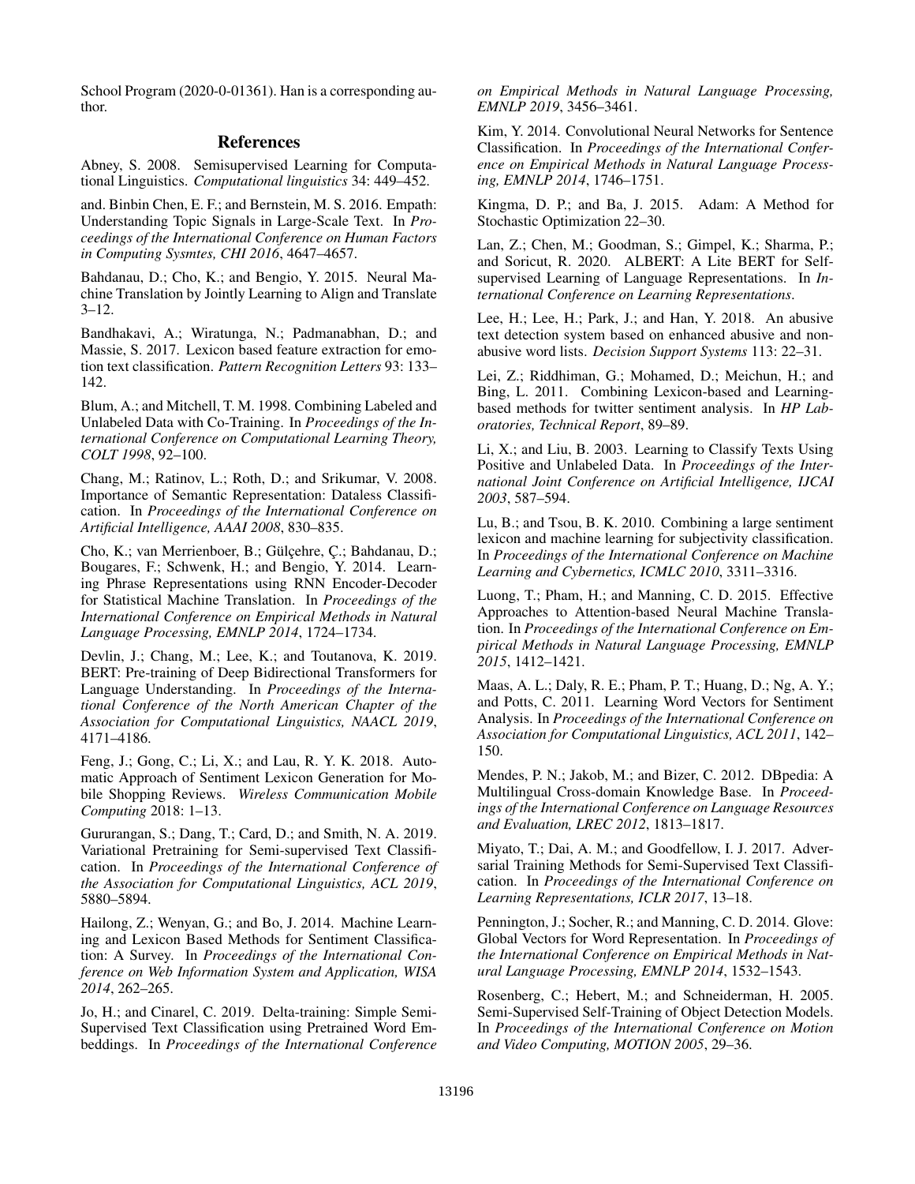School Program (2020-0-01361). Han is a corresponding author.

## References

Abney, S. 2008. Semisupervised Learning for Computational Linguistics. *Computational linguistics* 34: 449–452.

and. Binbin Chen, E. F.; and Bernstein, M. S. 2016. Empath: Understanding Topic Signals in Large-Scale Text. In *Proceedings of the International Conference on Human Factors in Computing Sysmtes, CHI 2016*, 4647–4657.

Bahdanau, D.; Cho, K.; and Bengio, Y. 2015. Neural Machine Translation by Jointly Learning to Align and Translate 3–12.

Bandhakavi, A.; Wiratunga, N.; Padmanabhan, D.; and Massie, S. 2017. Lexicon based feature extraction for emotion text classification. *Pattern Recognition Letters* 93: 133–142.

Blum, A.; and Mitchell, T. M. 1998. Combining Labeled and Unlabeled Data with Co-Training. In *Proceedings of the International Conference on Computational Learning Theory, COLT 1998*, 92–100.

Chang, M.; Ratinov, L.; Roth, D.; and Srikumar, V. 2008. Importance of Semantic Representation: Dataless Classification. In *Proceedings of the International Conference on Artificial Intelligence, AAAI 2008*, 830–835.

Cho, K.; van Merrienboer, B.; Gülçehre, Ç.; Bahdanau, D.; Bougares, F.; Schwenk, H.; and Bengio, Y. 2014. Learning Phrase Representations using RNN Encoder-Decoder for Statistical Machine Translation. In *Proceedings of the International Conference on Empirical Methods in Natural Language Processing, EMNLP 2014*, 1724–1734.

Devlin, J.; Chang, M.; Lee, K.; and Toutanova, K. 2019. BERT: Pre-training of Deep Bidirectional Transformers for Language Understanding. In *Proceedings of the International Conference of the North American Chapter of the Association for Computational Linguistics, NAACL 2019*, 4171–4186.

Feng, J.; Gong, C.; Li, X.; and Lau, R. Y. K. 2018. Automatic Approach of Sentiment Lexicon Generation for Mobile Shopping Reviews. *Wireless Communication Mobile Computing* 2018: 1–13.

Gururangan, S.; Dang, T.; Card, D.; and Smith, N. A. 2019. Variational Pretraining for Semi-supervised Text Classification. In *Proceedings of the International Conference of the Association for Computational Linguistics, ACL 2019*, 5880–5894.

Hailong, Z.; Wenyan, G.; and Bo, J. 2014. Machine Learning and Lexicon Based Methods for Sentiment Classification: A Survey. In *Proceedings of the International Conference on Web Information System and Application, WISA 2014*, 262–265.

Jo, H.; and Cinarel, C. 2019. Delta-training: Simple Semi-Supervised Text Classification using Pretrained Word Embeddings. In *Proceedings of the International Conference on Empirical Methods in Natural Language Processing, EMNLP 2019*, 3456–3461.

Kim, Y. 2014. Convolutional Neural Networks for Sentence Classification. In *Proceedings of the International Conference on Empirical Methods in Natural Language Processing, EMNLP 2014*, 1746–1751.

Kingma, D. P.; and Ba, J. 2015. Adam: A Method for Stochastic Optimization 22–30.

Lan, Z.; Chen, M.; Goodman, S.; Gimpel, K.; Sharma, P.; and Soricut, R. 2020. ALBERT: A Lite BERT for Self-supervised Learning of Language Representations. In *International Conference on Learning Representations*.

Lee, H.; Lee, H.; Park, J.; and Han, Y. 2018. An abusive text detection system based on enhanced abusive and non-abusive word lists. *Decision Support Systems* 113: 22–31.

Lei, Z.; Riddhiman, G.; Mohamed, D.; Meichun, H.; and Bing, L. 2011. Combining Lexicon-based and Learning-based methods for twitter sentiment analysis. In *HP Laboratories, Technical Report*, 89–89.

Li, X.; and Liu, B. 2003. Learning to Classify Texts Using Positive and Unlabeled Data. In *Proceedings of the International Joint Conference on Artificial Intelligence, IJCAI 2003*, 587–594.

Lu, B.; and Tsou, B. K. 2010. Combining a large sentiment lexicon and machine learning for subjectivity classification. In *Proceedings of the International Conference on Machine Learning and Cybernetics, ICMLC 2010*, 3311–3316.

Luong, T.; Pham, H.; and Manning, C. D. 2015. Effective Approaches to Attention-based Neural Machine Translation. In *Proceedings of the International Conference on Empirical Methods in Natural Language Processing, EMNLP 2015*, 1412–1421.

Maas, A. L.; Daly, R. E.; Pham, P. T.; Huang, D.; Ng, A. Y.; and Potts, C. 2011. Learning Word Vectors for Sentiment Analysis. In *Proceedings of the International Conference on Association for Computational Linguistics, ACL 2011*, 142–150.

Mendes, P. N.; Jakob, M.; and Bizer, C. 2012. DBpedia: A Multilingual Cross-domain Knowledge Base. In *Proceedings of the International Conference on Language Resources and Evaluation, LREC 2012*, 1813–1817.

Miyato, T.; Dai, A. M.; and Goodfellow, I. J. 2017. Adversarial Training Methods for Semi-Supervised Text Classification. In *Proceedings of the International Conference on Learning Representations, ICLR 2017*, 13–18.

Pennington, J.; Socher, R.; and Manning, C. D. 2014. Glove: Global Vectors for Word Representation. In *Proceedings of the International Conference on Empirical Methods in Natural Language Processing, EMNLP 2014*, 1532–1543.

Rosenberg, C.; Hebert, M.; and Schneiderman, H. 2005. Semi-Supervised Self-Training of Object Detection Models. In *Proceedings of the International Conference on Motion and Video Computing, MOTION 2005*, 29–36.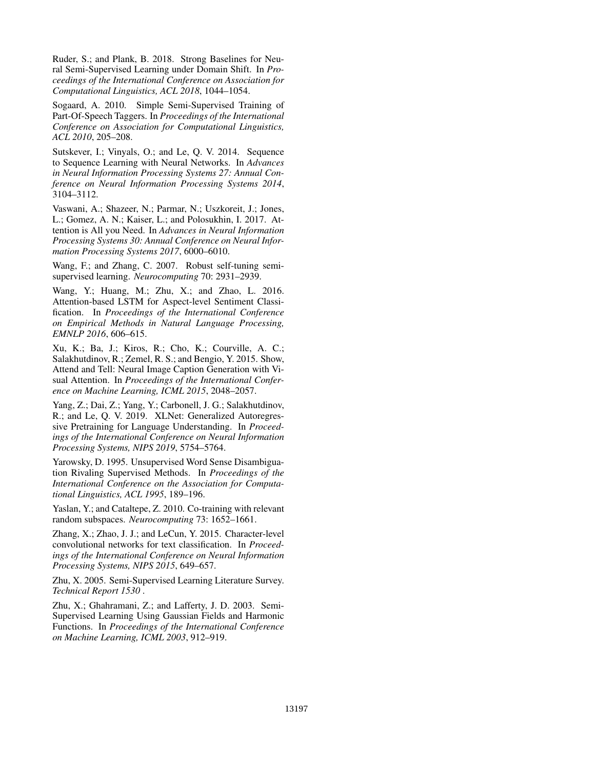Ruder, S.; and Plank, B. 2018. Strong Baselines for Neural Semi-Supervised Learning under Domain Shift. In *Proceedings of the International Conference on Association for Computational Linguistics, ACL 2018*, 1044–1054.

Sogaard, A. 2010. Simple Semi-Supervised Training of Part-Of-Speech Taggers. In *Proceedings of the International Conference on Association for Computational Linguistics, ACL 2010*, 205–208.

Sutskever, I.; Vinyals, O.; and Le, Q. V. 2014. Sequence to Sequence Learning with Neural Networks. In *Advances in Neural Information Processing Systems 27: Annual Conference on Neural Information Processing Systems 2014*, 3104–3112.

Vaswani, A.; Shazeer, N.; Parmar, N.; Uszkoreit, J.; Jones, L.; Gomez, A. N.; Kaiser, L.; and Polosukhin, I. 2017. Attention is All you Need. In *Advances in Neural Information Processing Systems 30: Annual Conference on Neural Information Processing Systems 2017*, 6000–6010.

Wang, F.; and Zhang, C. 2007. Robust self-tuning semi-supervised learning. *Neurocomputing* 70: 2931–2939.

Wang, Y.; Huang, M.; Zhu, X.; and Zhao, L. 2016. Attention-based LSTM for Aspect-level Sentiment Classification. In *Proceedings of the International Conference on Empirical Methods in Natural Language Processing, EMNLP 2016*, 606–615.

Xu, K.; Ba, J.; Kiros, R.; Cho, K.; Courville, A. C.; Salakhutdinov, R.; Zemel, R. S.; and Bengio, Y. 2015. Show, Attend and Tell: Neural Image Caption Generation with Visual Attention. In *Proceedings of the International Conference on Machine Learning, ICML 2015*, 2048–2057.

Yang, Z.; Dai, Z.; Yang, Y.; Carbonell, J. G.; Salakhutdinov, R.; and Le, Q. V. 2019. XLNet: Generalized Autoregressive Pretraining for Language Understanding. In *Proceedings of the International Conference on Neural Information Processing Systems, NIPS 2019*, 5754–5764.

Yarowsky, D. 1995. Unsupervised Word Sense Disambiguation Rivaling Supervised Methods. In *Proceedings of the International Conference on the Association for Computational Linguistics, ACL 1995*, 189–196.

Yaslan, Y.; and Cataltepe, Z. 2010. Co-training with relevant random subspaces. *Neurocomputing* 73: 1652–1661.

Zhang, X.; Zhao, J. J.; and LeCun, Y. 2015. Character-level convolutional networks for text classification. In *Proceedings of the International Conference on Neural Information Processing Systems, NIPS 2015*, 649–657.

Zhu, X. 2005. Semi-Supervised Learning Literature Survey. *Technical Report 1530* .

Zhu, X.; Ghahramani, Z.; and Lafferty, J. D. 2003. Semi-Supervised Learning Using Gaussian Fields and Harmonic Functions. In *Proceedings of the International Conference on Machine Learning, ICML 2003*, 912–919.